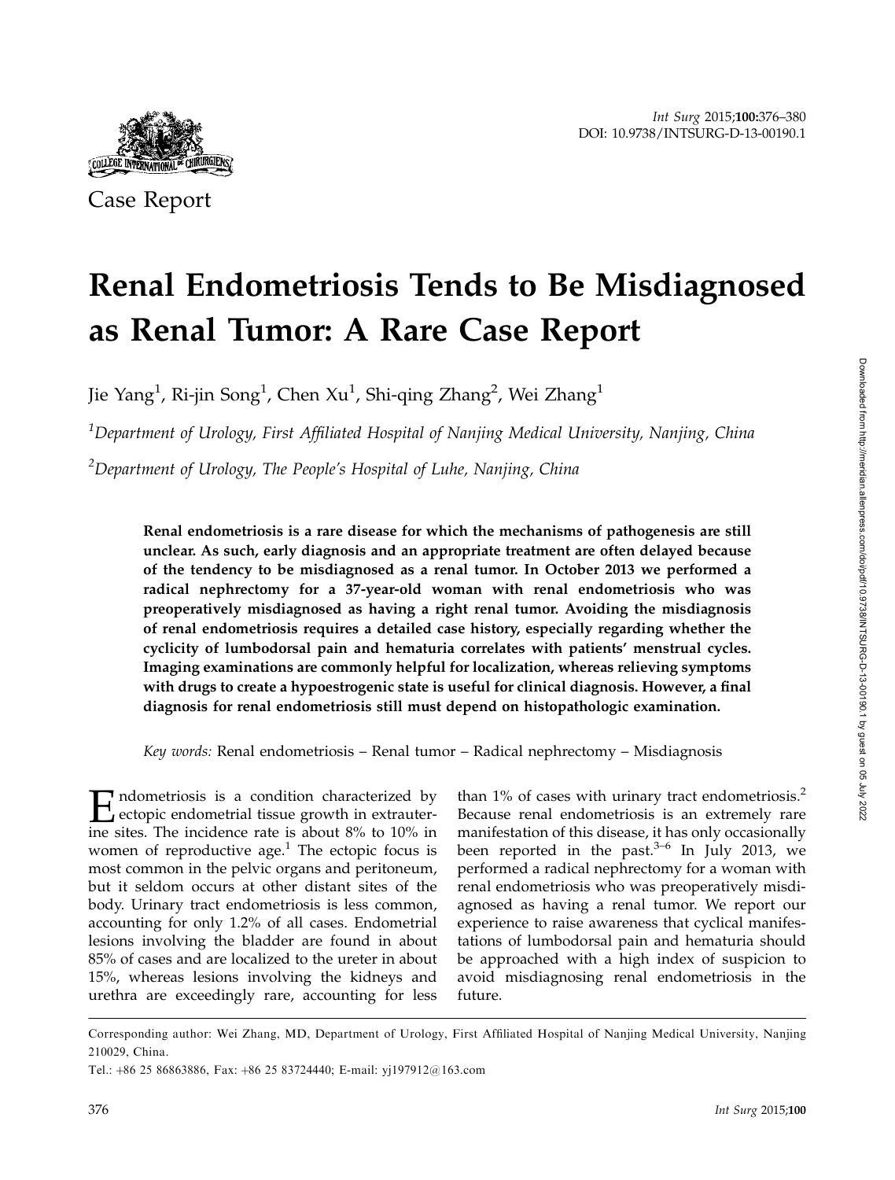Case Report

# Renal Endometriosis Tends to Be Misdiagnosed as Renal Tumor: A Rare Case Report

Jie Yang[1], Ri-jin Song[1], Chen Xu[1], Shi-qing Zhang[2], Wei Zhang[1]

[1]*Department of Urology, First Affiliated Hospital of Nanjing Medical University, Nanjing, China*

[2]*Department of Urology, The People's Hospital of Luhe, Nanjing, China*

**Renal endometriosis is a rare disease for which the mechanisms of pathogenesis are still unclear. As such, early diagnosis and an appropriate treatment are often delayed because of the tendency to be misdiagnosed as a renal tumor. In October 2013 we performed a radical nephrectomy for a 37-year-old woman with renal endometriosis who was preoperatively misdiagnosed as having a right renal tumor. Avoiding the misdiagnosis of renal endometriosis requires a detailed case history, especially regarding whether the cyclicity of lumbodorsal pain and hematuria correlates with patients' menstrual cycles. Imaging examinations are commonly helpful for localization, whereas relieving symptoms with drugs to create a hypoestrogenic state is useful for clinical diagnosis. However, a final diagnosis for renal endometriosis still must depend on histopathologic examination.**

*Key words:* Renal endometriosis – Renal tumor – Radical nephrectomy – Misdiagnosis

Endometriosis is a condition characterized by ectopic endometrial tissue growth in extrauterine sites. The incidence rate is about 8% to 10% in women of reproductive age.[1] The ectopic focus is most common in the pelvic organs and peritoneum, but it seldom occurs at other distant sites of the body. Urinary tract endometriosis is less common, accounting for only 1.2% of all cases. Endometrial lesions involving the bladder are found in about 85% of cases and are localized to the ureter in about 15%, whereas lesions involving the kidneys and urethra are exceedingly rare, accounting for less than 1% of cases with urinary tract endometriosis.[2] Because renal endometriosis is an extremely rare manifestation of this disease, it has only occasionally been reported in the past.[3–6] In July 2013, we performed a radical nephrectomy for a woman with renal endometriosis who was preoperatively misdiagnosed as having a renal tumor. We report our experience to raise awareness that cyclical manifestations of lumbodorsal pain and hematuria should be approached with a high index of suspicion to avoid misdiagnosing renal endometriosis in the future.

Corresponding author: Wei Zhang, MD, Department of Urology, First Affiliated Hospital of Nanjing Medical University, Nanjing 210029, China.

Tel.: +86 25 86863886, Fax: +86 25 83724440; E-mail: yj197912@163.com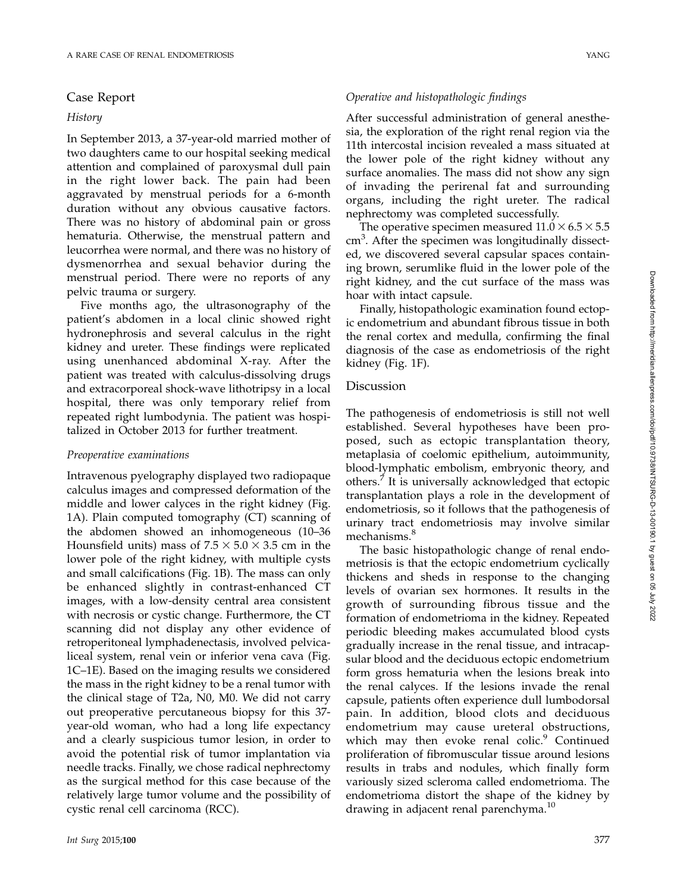## Case Report

### History

In September 2013, a 37-year-old married mother of two daughters came to our hospital seeking medical attention and complained of paroxysmal dull pain in the right lower back. The pain had been aggravated by menstrual periods for a 6-month duration without any obvious causative factors. There was no history of abdominal pain or gross hematuria. Otherwise, the menstrual pattern and leucorrhea were normal, and there was no history of dysmenorrhea and sexual behavior during the menstrual period. There were no reports of any pelvic trauma or surgery.

Five months ago, the ultrasonography of the patient's abdomen in a local clinic showed right hydronephrosis and several calculus in the right kidney and ureter. These findings were replicated using unenhanced abdominal X-ray. After the patient was treated with calculus-dissolving drugs and extracorporeal shock-wave lithotripsy in a local hospital, there was only temporary relief from repeated right lumbodynia. The patient was hospitalized in October 2013 for further treatment.

### *Preoperative examinations*

Intravenous pyelography displayed two radiopaque calculus images and compressed deformation of the middle and lower calyces in the right kidney (Fig. 1A). Plain computed tomography (CT) scanning of the abdomen showed an inhomogeneous (10–36 Hounsfield units) mass of $7.5 \times 5.0 \times 3.5$ cm in the lower pole of the right kidney, with multiple cysts and small calcifications (Fig. 1B). The mass can only be enhanced slightly in contrast-enhanced CT images, with a low-density central area consistent with necrosis or cystic change. Furthermore, the CT scanning did not display any other evidence of retroperitoneal lymphadenectasis, involved pelvicaliceal system, renal vein or inferior vena cava (Fig. 1C–1E). Based on the imaging results we considered the mass in the right kidney to be a renal tumor with the clinical stage of T2a, N0, M0. We did not carry out preoperative percutaneous biopsy for this 37-year-old woman, who had a long life expectancy and a clearly suspicious tumor lesion, in order to avoid the potential risk of tumor implantation via needle tracks. Finally, we chose radical nephrectomy as the surgical method for this case because of the relatively large tumor volume and the possibility of cystic renal cell carcinoma (RCC).

### *Operative and histopathologic findings*

After successful administration of general anesthesia, the exploration of the right renal region via the 11th intercostal incision revealed a mass situated at the lower pole of the right kidney without any surface anomalies. The mass did not show any sign of invading the perirenal fat and surrounding organs, including the right ureter. The radical nephrectomy was completed successfully.

The operative specimen measured $11.0 \times 6.5 \times 5.5$ cm$^3$. After the specimen was longitudinally dissected, we discovered several capsular spaces containing brown, serumlike fluid in the lower pole of the right kidney, and the cut surface of the mass was hoar with intact capsule.

Finally, histopathologic examination found ectopic endometrium and abundant fibrous tissue in both the renal cortex and medulla, confirming the final diagnosis of the case as endometriosis of the right kidney (Fig. 1F).

## Discussion

The pathogenesis of endometriosis is still not well established. Several hypotheses have been proposed, such as ectopic transplantation theory, metaplasia of coelomic epithelium, autoimmunity, blood-lymphatic embolism, embryonic theory, and others.[7] It is universally acknowledged that ectopic transplantation plays a role in the development of endometriosis, so it follows that the pathogenesis of urinary tract endometriosis may involve similar mechanisms.[8]

The basic histopathologic change of renal endometriosis is that the ectopic endometrium cyclically thickens and sheds in response to the changing levels of ovarian sex hormones. It results in the growth of surrounding fibrous tissue and the formation of endometrioma in the kidney. Repeated periodic bleeding makes accumulated blood cysts gradually increase in the renal tissue, and intracapsular blood and the deciduous ectopic endometrium form gross hematuria when the lesions break into the renal calyces. If the lesions invade the renal capsule, patients often experience dull lumbodorsal pain. In addition, blood clots and deciduous endometrium may cause ureteral obstructions, which may then evoke renal colic.[9] Continued proliferation of fibromuscular tissue around lesions results in trabs and nodules, which finally form variously sized scleroma called endometrioma. The endometrioma distort the shape of the kidney by drawing in adjacent renal parenchyma.[10]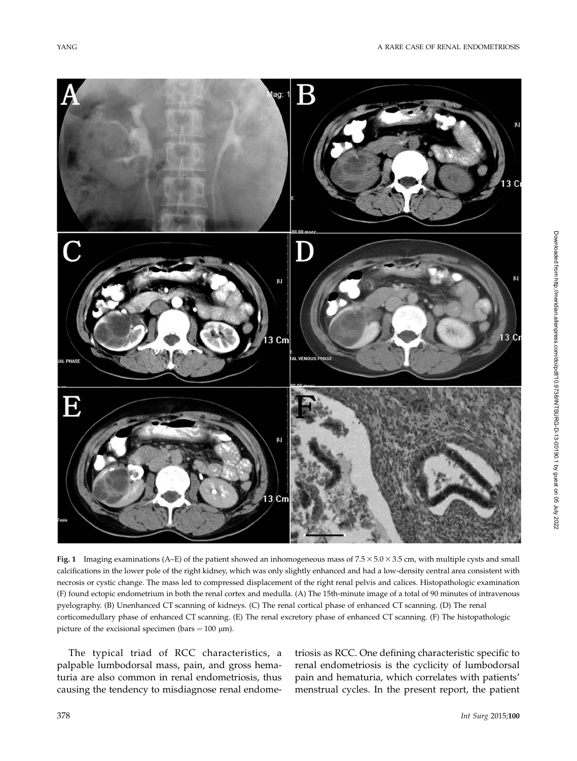**Fig. 1** Imaging examinations (A–E) of the patient showed an inhomogeneous mass of $7.5 \times 5.0 \times 3.5$ cm, with multiple cysts and small calcifications in the lower pole of the right kidney, which was only slightly enhanced and had a low-density central area consistent with necrosis or cystic change. The mass led to compressed displacement of the right renal pelvis and calices. Histopathologic examination (F) found ectopic endometrium in both the renal cortex and medulla. (A) The 15th-minute image of a total of 90 minutes of intravenous pyelography. (B) Unenhanced CT scanning of kidneys. (C) The renal cortical phase of enhanced CT scanning. (D) The renal corticomedullary phase of enhanced CT scanning. (E) The renal excretory phase of enhanced CT scanning. (F) The histopathologic picture of the excisional specimen (bars = 100 μm).

The typical triad of RCC characteristics, a palpable lumbodorsal mass, pain, and gross hematuria are also common in renal endometriosis, thus causing the tendency to misdiagnose renal endometriosis as RCC. One defining characteristic specific to renal endometriosis is the cyclicity of lumbodorsal pain and hematuria, which correlates with patients' menstrual cycles. In the present report, the patient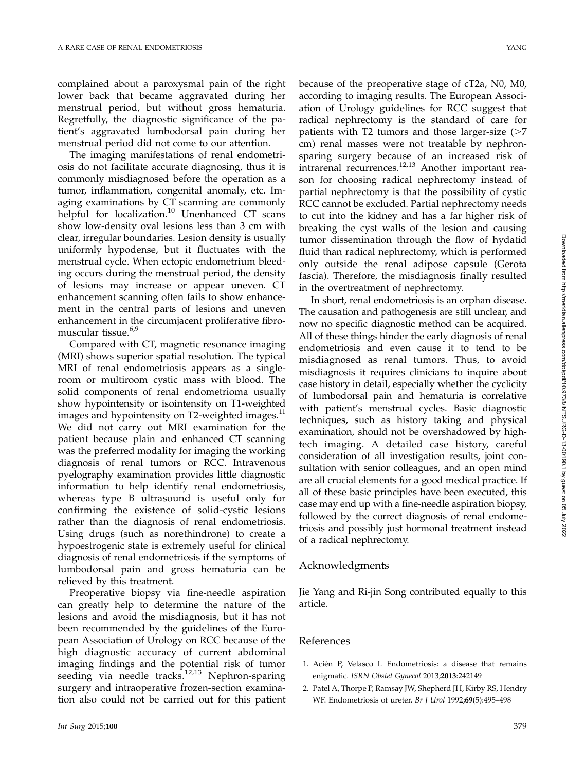complained about a paroxysmal pain of the right lower back that became aggravated during her menstrual period, but without gross hematuria. Regretfully, the diagnostic significance of the patient's aggravated lumbodorsal pain during her menstrual period did not come to our attention.

The imaging manifestations of renal endometriosis do not facilitate accurate diagnosing, thus it is commonly misdiagnosed before the operation as a tumor, inflammation, congenital anomaly, etc. Imaging examinations by CT scanning are commonly helpful for localization.[10] Unenhanced CT scans show low-density oval lesions less than 3 cm with clear, irregular boundaries. Lesion density is usually uniformly hypodense, but it fluctuates with the menstrual cycle. When ectopic endometrium bleeding occurs during the menstrual period, the density of lesions may increase or appear uneven. CT enhancement scanning often fails to show enhancement in the central parts of lesions and uneven enhancement in the circumjacent proliferative fibromuscular tissue.[6,9]

Compared with CT, magnetic resonance imaging (MRI) shows superior spatial resolution. The typical MRI of renal endometriosis appears as a single-room or multiroom cystic mass with blood. The solid components of renal endometrioma usually show hypointensity or isointensity on T1-weighted images and hypointensity on T2-weighted images.[11] We did not carry out MRI examination for the patient because plain and enhanced CT scanning was the preferred modality for imaging the working diagnosis of renal tumors or RCC. Intravenous pyelography examination provides little diagnostic information to help identify renal endometriosis, whereas type B ultrasound is useful only for confirming the existence of solid-cystic lesions rather than the diagnosis of renal endometriosis. Using drugs (such as norethindrone) to create a hypoestrogenic state is extremely useful for clinical diagnosis of renal endometriosis if the symptoms of lumbodorsal pain and gross hematuria can be relieved by this treatment.

Preoperative biopsy via fine-needle aspiration can greatly help to determine the nature of the lesions and avoid the misdiagnosis, but it has not been recommended by the guidelines of the European Association of Urology on RCC because of the high diagnostic accuracy of current abdominal imaging findings and the potential risk of tumor seeding via needle tracks.[12,13] Nephron-sparing surgery and intraoperative frozen-section examination also could not be carried out for this patient because of the preoperative stage of cT2a, N0, M0, according to imaging results. The European Association of Urology guidelines for RCC suggest that radical nephrectomy is the standard of care for patients with T2 tumors and those larger-size (>7 cm) renal masses were not treatable by nephron-sparing surgery because of an increased risk of intrarenal recurrences.[12,13] Another important reason for choosing radical nephrectomy instead of partial nephrectomy is that the possibility of cystic RCC cannot be excluded. Partial nephrectomy needs to cut into the kidney and has a far higher risk of breaking the cyst walls of the lesion and causing tumor dissemination through the flow of hydatid fluid than radical nephrectomy, which is performed only outside the renal adipose capsule (Gerota fascia). Therefore, the misdiagnosis finally resulted in the overtreatment of nephrectomy.

In short, renal endometriosis is an orphan disease. The causation and pathogenesis are still unclear, and now no specific diagnostic method can be acquired. All of these things hinder the early diagnosis of renal endometriosis and even cause it to tend to be misdiagnosed as renal tumors. Thus, to avoid misdiagnosis it requires clinicians to inquire about case history in detail, especially whether the cyclicity of lumbodorsal pain and hematuria is correlative with patient's menstrual cycles. Basic diagnostic techniques, such as history taking and physical examination, should not be overshadowed by high-tech imaging. A detailed case history, careful consideration of all investigation results, joint consultation with senior colleagues, and an open mind are all crucial elements for a good medical practice. If all of these basic principles have been executed, this case may end up with a fine-needle aspiration biopsy, followed by the correct diagnosis of renal endometriosis and possibly just hormonal treatment instead of a radical nephrectomy.

## Acknowledgments

Jie Yang and Ri-jin Song contributed equally to this article.

## References

1. Acién P, Velasco I. Endometriosis: a disease that remains enigmatic. *ISRN Obstet Gynecol* 2013;**2013**:242149
2. Patel A, Thorpe P, Ramsay JW, Shepherd JH, Kirby RS, Hendry WF. Endometriosis of ureter. *Br J Urol* 1992;**69**(5):495–498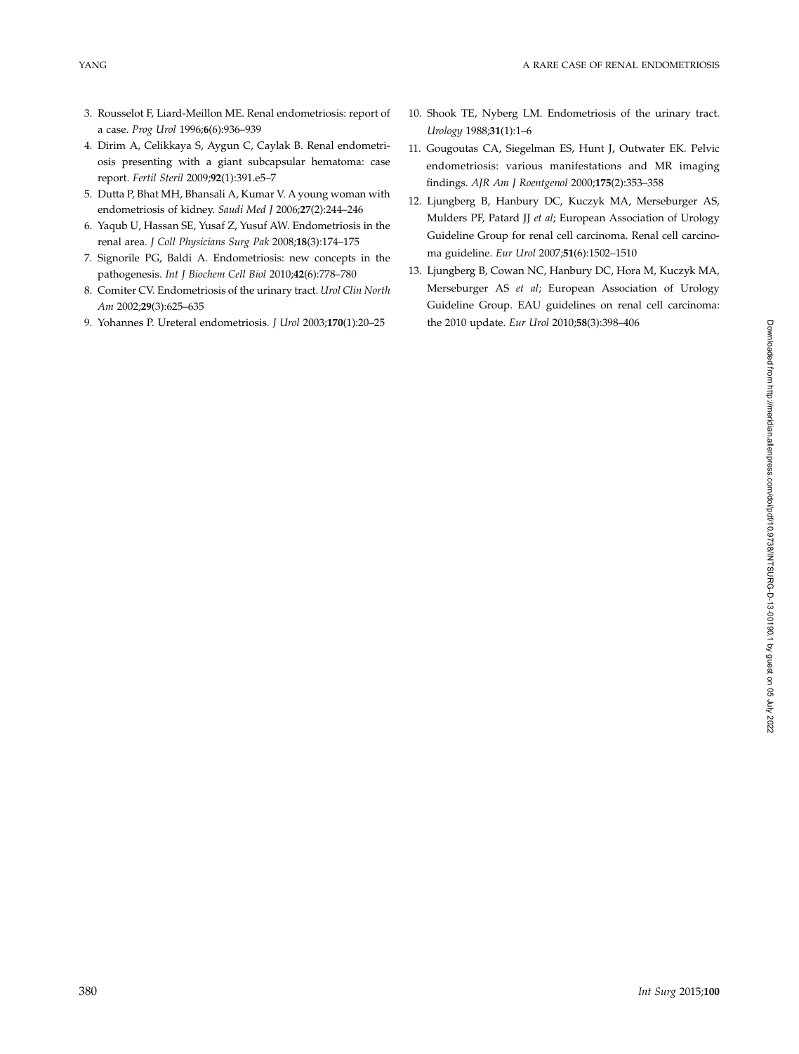3. Rousselot F, Liard-Meillon ME. Renal endometriosis: report of a case. *Prog Urol* 1996;**6**(6):936–939
4. Dirim A, Celikkaya S, Aygun C, Caylak B. Renal endometriosis presenting with a giant subcapsular hematoma: case report. *Fertil Steril* 2009;**92**(1):391.e5–7
5. Dutta P, Bhat MH, Bhansali A, Kumar V. A young woman with endometriosis of kidney. *Saudi Med J* 2006;**27**(2):244–246
6. Yaqub U, Hassan SE, Yusaf Z, Yusuf AW. Endometriosis in the renal area. *J Coll Physicians Surg Pak* 2008;**18**(3):174–175
7. Signorile PG, Baldi A. Endometriosis: new concepts in the pathogenesis. *Int J Biochem Cell Biol* 2010;**42**(6):778–780
8. Comiter CV. Endometriosis of the urinary tract. *Urol Clin North Am* 2002;**29**(3):625–635
9. Yohannes P. Ureteral endometriosis. *J Urol* 2003;**170**(1):20–25
10. Shook TE, Nyberg LM. Endometriosis of the urinary tract. *Urology* 1988;**31**(1):1–6
11. Gougoutas CA, Siegelman ES, Hunt J, Outwater EK. Pelvic endometriosis: various manifestations and MR imaging findings. *AJR Am J Roentgenol* 2000;**175**(2):353–358
12. Ljungberg B, Hanbury DC, Kuczyk MA, Merseburger AS, Mulders PF, Patard JJ *et al*; European Association of Urology Guideline Group for renal cell carcinoma. Renal cell carcinoma guideline. *Eur Urol* 2007;**51**(6):1502–1510
13. Ljungberg B, Cowan NC, Hanbury DC, Hora M, Kuczyk MA, Merseburger AS *et al*; European Association of Urology Guideline Group. EAU guidelines on renal cell carcinoma: the 2010 update. *Eur Urol* 2010;**58**(3):398–406